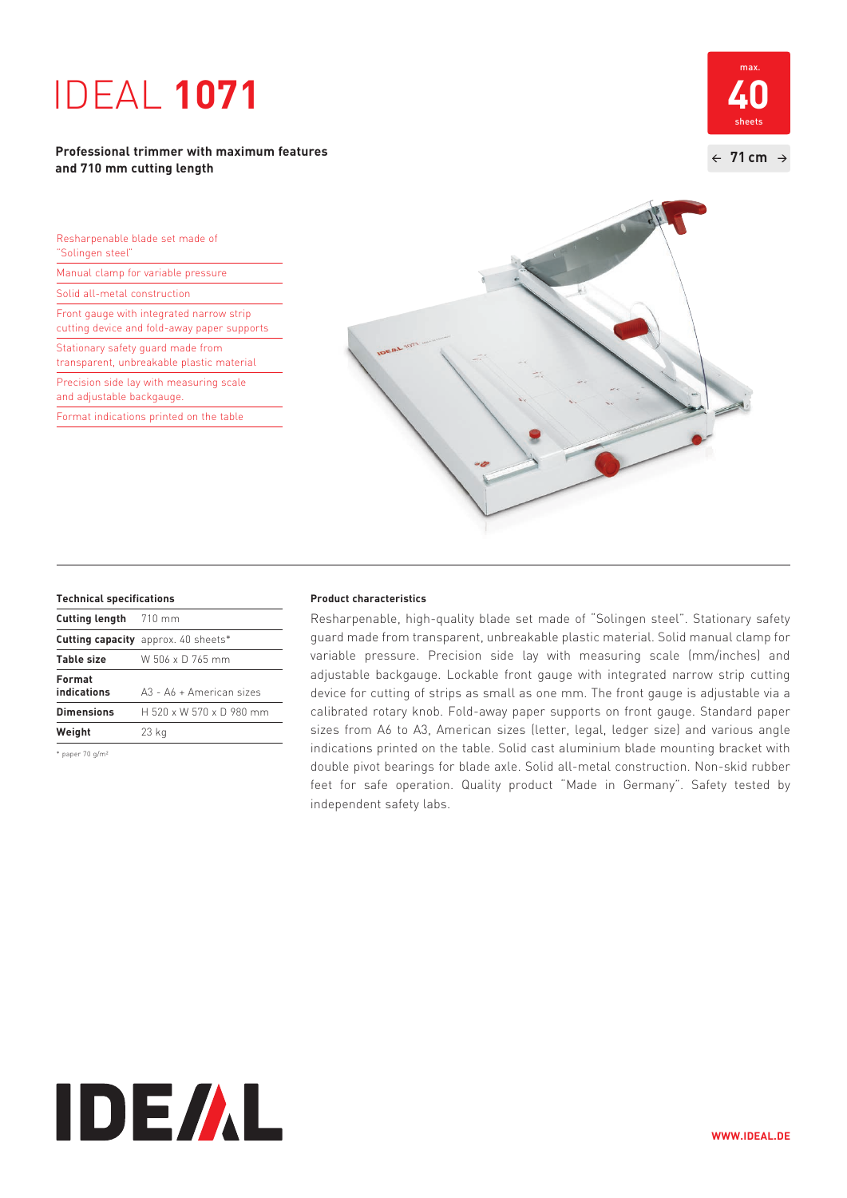# IDEAL **1071**

**Professional trimmer with maximum features and 710 mm cutting length**

max.
**40**
sheets

← **71 cm** →

- Resharpenable blade set made of "Solingen steel"
- Manual clamp for variable pressure
- Solid all-metal construction
- Front gauge with integrated narrow strip cutting device and fold-away paper supports
- Stationary safety guard made from transparent, unbreakable plastic material
- Precision side lay with measuring scale and adjustable backgauge.
- Format indications printed on the table

### Technical specifications

| | |
|---|---|
| **Cutting length** | 710 mm |
| **Cutting capacity** | approx. 40 sheets* |
| **Table size** | W 506 x D 765 mm |
| **Format indications** | A3 - A6 + American sizes |
| **Dimensions** | H 520 x W 570 x D 980 mm |
| **Weight** | 23 kg |

* paper 70 g/m²

### Product characteristics

Resharpenable, high-quality blade set made of "Solingen steel". Stationary safety guard made from transparent, unbreakable plastic material. Solid manual clamp for variable pressure. Precision side lay with measuring scale (mm/inches) and adjustable backgauge. Lockable front gauge with integrated narrow strip cutting device for cutting of strips as small as one mm. The front gauge is adjustable via a calibrated rotary knob. Fold-away paper supports on front gauge. Standard paper sizes from A6 to A3, American sizes (letter, legal, ledger size) and various angle indications printed on the table. Solid cast aluminium blade mounting bracket with double pivot bearings for blade axle. Solid all-metal construction. Non-skid rubber feet for safe operation. Quality product "Made in Germany". Safety tested by independent safety labs.

IDEAL

**WWW.IDEAL.DE**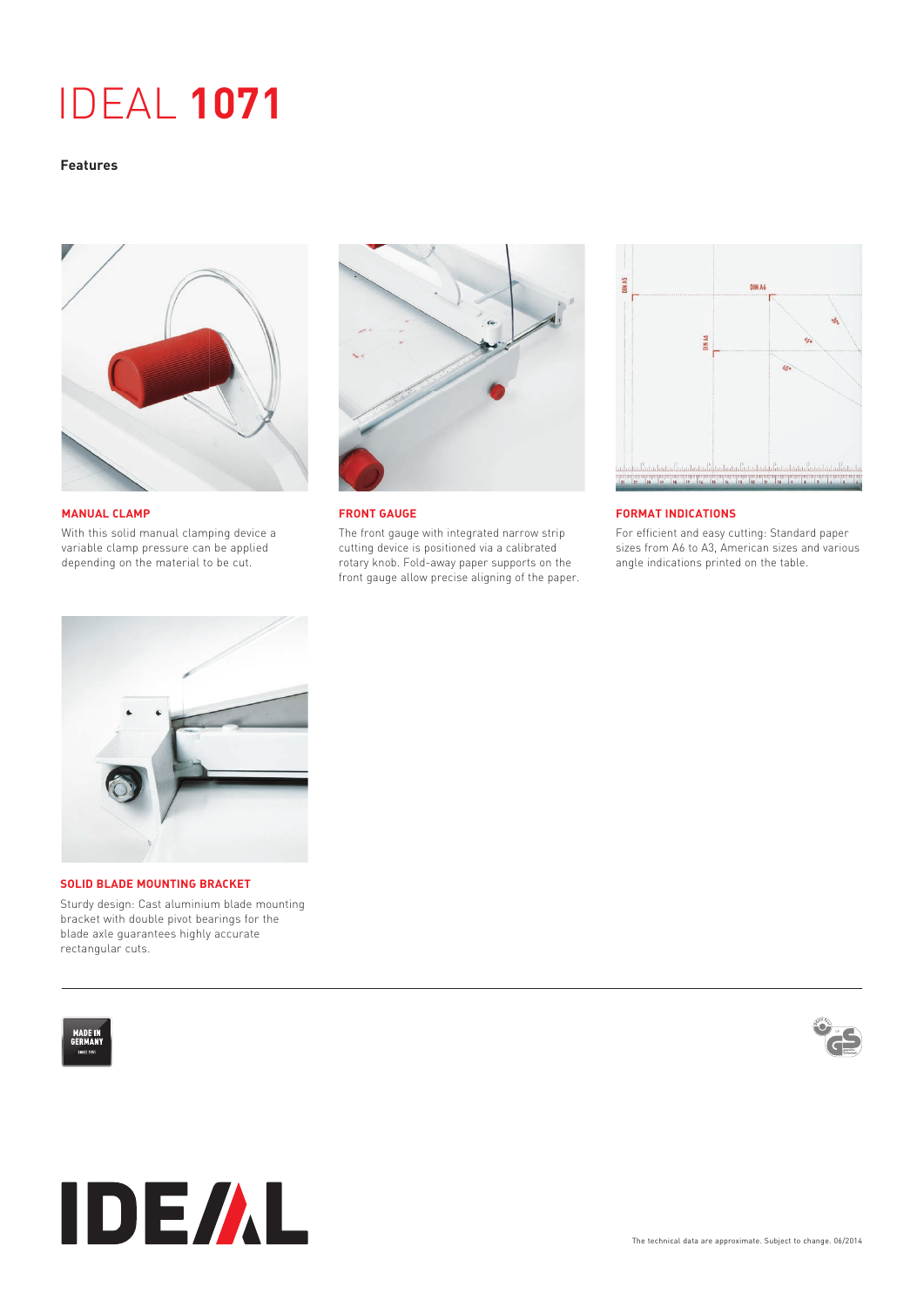# IDEAL **1071**

**Features**

### MANUAL CLAMP

With this solid manual clamping device a variable clamp pressure can be applied depending on the material to be cut.

### FRONT GAUGE

The front gauge with integrated narrow strip cutting device is positioned via a calibrated rotary knob. Fold-away paper supports on the front gauge allow precise aligning of the paper.

### FORMAT INDICATIONS

For efficient and easy cutting: Standard paper sizes from A6 to A3, American sizes and various angle indications printed on the table.

### SOLID BLADE MOUNTING BRACKET

Sturdy design: Cast aluminium blade mounting bracket with double pivot bearings for the blade axle guarantees highly accurate rectangular cuts.

The technical data are approximate. Subject to change. 06/2014